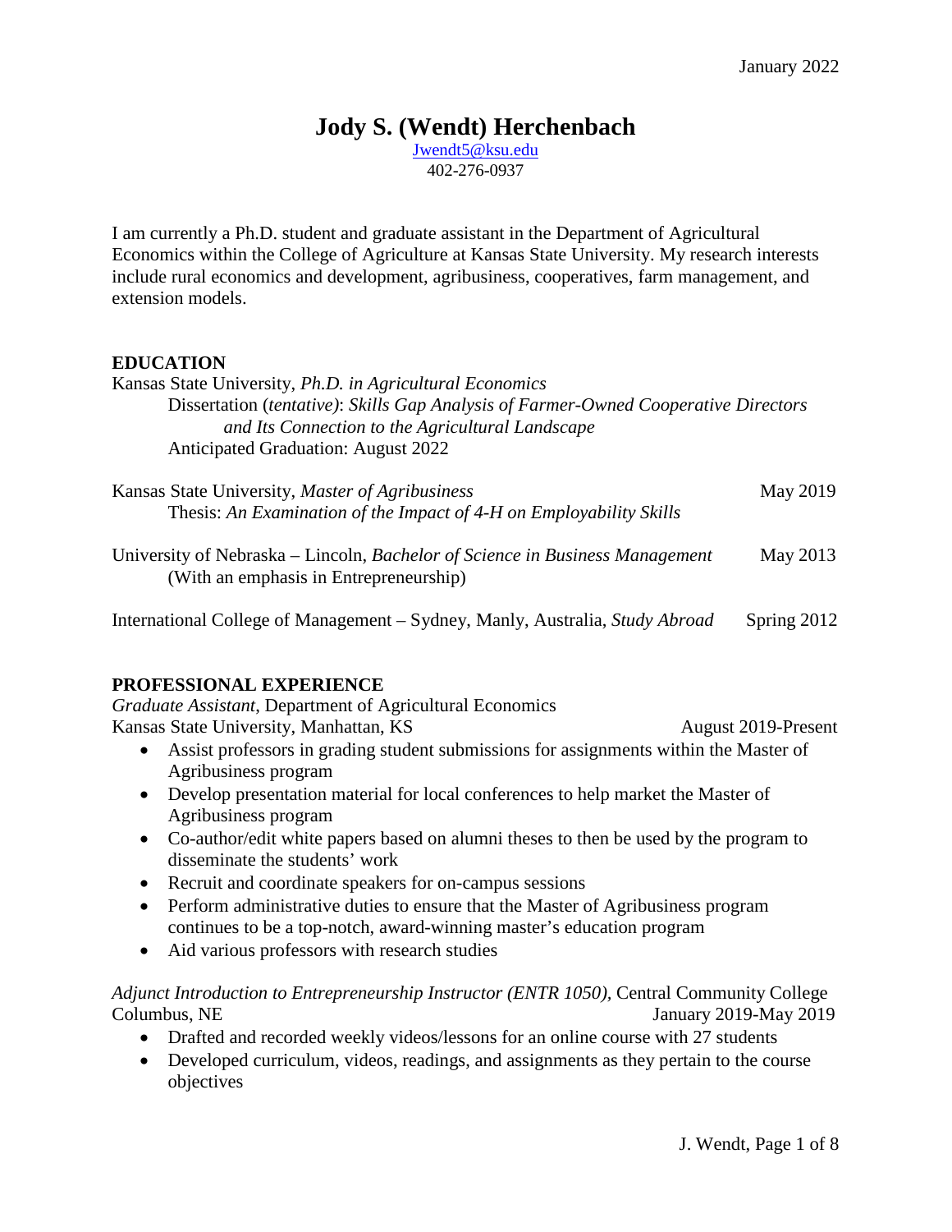January 2022

# Jody S. (Wendt) Herchenbach

Jwendt5@ksu.edu
402-276-0937

I am currently a Ph.D. student and graduate assistant in the Department of Agricultural Economics within the College of Agriculture at Kansas State University. My research interests include rural economics and development, agribusiness, cooperatives, farm management, and extension models.

## EDUCATION

Kansas State University, *Ph.D. in Agricultural Economics*
Dissertation (*tentative*): *Skills Gap Analysis of Farmer-Owned Cooperative Directors and Its Connection to the Agricultural Landscape*
Anticipated Graduation: August 2022

Kansas State University, *Master of Agribusiness* — May 2019
Thesis: *An Examination of the Impact of 4-H on Employability Skills*

University of Nebraska – Lincoln, *Bachelor of Science in Business Management* — May 2013
(With an emphasis in Entrepreneurship)

International College of Management – Sydney, Manly, Australia, *Study Abroad* — Spring 2012

## PROFESSIONAL EXPERIENCE

*Graduate Assistant*, Department of Agricultural Economics
Kansas State University, Manhattan, KS — August 2019-Present

- Assist professors in grading student submissions for assignments within the Master of Agribusiness program
- Develop presentation material for local conferences to help market the Master of Agribusiness program
- Co-author/edit white papers based on alumni theses to then be used by the program to disseminate the students' work
- Recruit and coordinate speakers for on-campus sessions
- Perform administrative duties to ensure that the Master of Agribusiness program continues to be a top-notch, award-winning master's education program
- Aid various professors with research studies

*Adjunct Introduction to Entrepreneurship Instructor (ENTR 1050)*, Central Community College
Columbus, NE — January 2019-May 2019

- Drafted and recorded weekly videos/lessons for an online course with 27 students
- Developed curriculum, videos, readings, and assignments as they pertain to the course objectives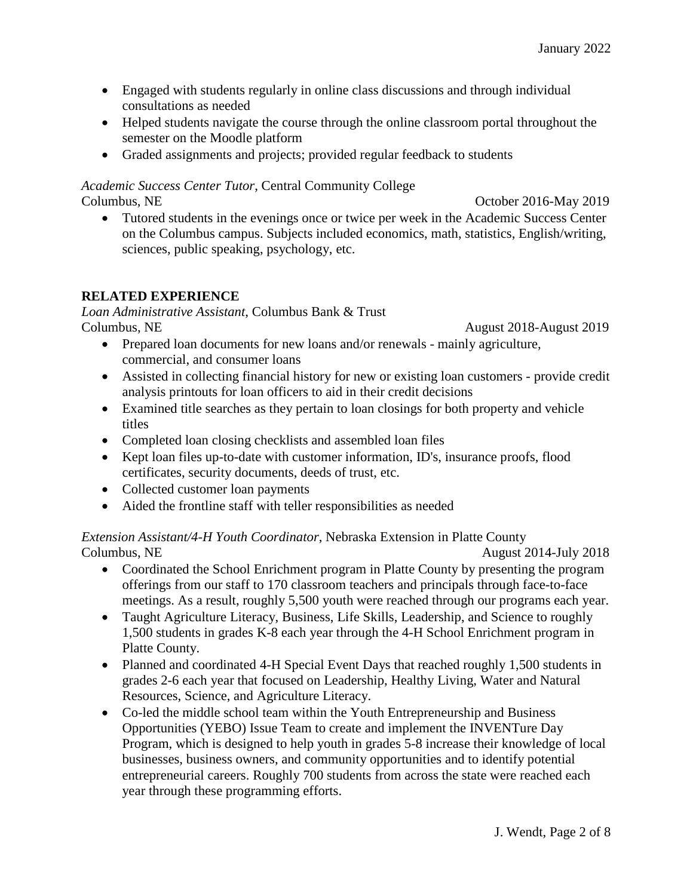- Engaged with students regularly in online class discussions and through individual consultations as needed
- Helped students navigate the course through the online classroom portal throughout the semester on the Moodle platform
- Graded assignments and projects; provided regular feedback to students

*Academic Success Center Tutor*, Central Community College
Columbus, NE October 2016-May 2019

- Tutored students in the evenings once or twice per week in the Academic Success Center on the Columbus campus. Subjects included economics, math, statistics, English/writing, sciences, public speaking, psychology, etc.

## RELATED EXPERIENCE

*Loan Administrative Assistant*, Columbus Bank & Trust
Columbus, NE August 2018-August 2019

- Prepared loan documents for new loans and/or renewals - mainly agriculture, commercial, and consumer loans
- Assisted in collecting financial history for new or existing loan customers - provide credit analysis printouts for loan officers to aid in their credit decisions
- Examined title searches as they pertain to loan closings for both property and vehicle titles
- Completed loan closing checklists and assembled loan files
- Kept loan files up-to-date with customer information, ID's, insurance proofs, flood certificates, security documents, deeds of trust, etc.
- Collected customer loan payments
- Aided the frontline staff with teller responsibilities as needed

*Extension Assistant/4-H Youth Coordinator*, Nebraska Extension in Platte County
Columbus, NE August 2014-July 2018

- Coordinated the School Enrichment program in Platte County by presenting the program offerings from our staff to 170 classroom teachers and principals through face-to-face meetings. As a result, roughly 5,500 youth were reached through our programs each year.
- Taught Agriculture Literacy, Business, Life Skills, Leadership, and Science to roughly 1,500 students in grades K-8 each year through the 4-H School Enrichment program in Platte County.
- Planned and coordinated 4-H Special Event Days that reached roughly 1,500 students in grades 2-6 each year that focused on Leadership, Healthy Living, Water and Natural Resources, Science, and Agriculture Literacy.
- Co-led the middle school team within the Youth Entrepreneurship and Business Opportunities (YEBO) Issue Team to create and implement the INVENTure Day Program, which is designed to help youth in grades 5-8 increase their knowledge of local businesses, business owners, and community opportunities and to identify potential entrepreneurial careers. Roughly 700 students from across the state were reached each year through these programming efforts.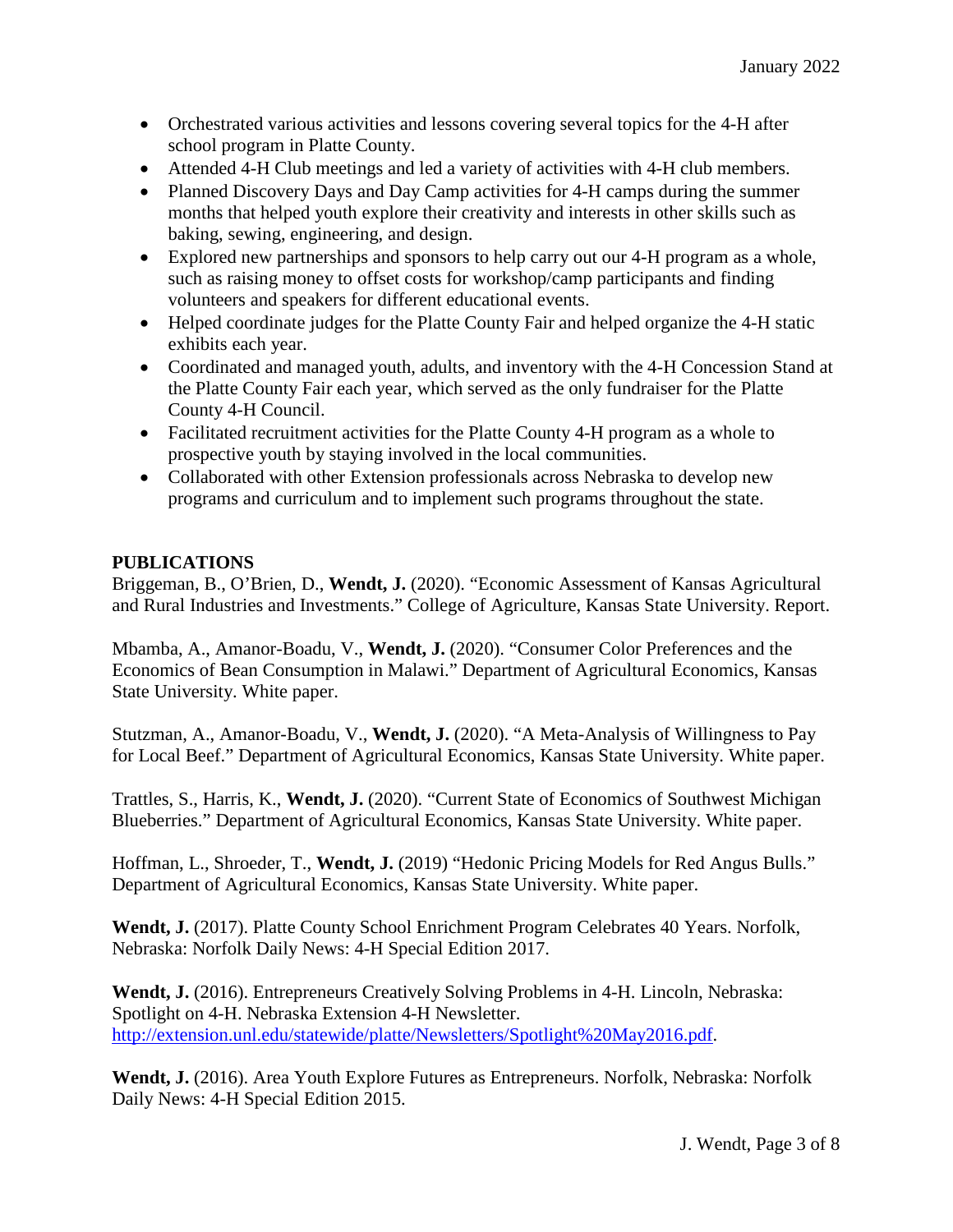- Orchestrated various activities and lessons covering several topics for the 4-H after school program in Platte County.
- Attended 4-H Club meetings and led a variety of activities with 4-H club members.
- Planned Discovery Days and Day Camp activities for 4-H camps during the summer months that helped youth explore their creativity and interests in other skills such as baking, sewing, engineering, and design.
- Explored new partnerships and sponsors to help carry out our 4-H program as a whole, such as raising money to offset costs for workshop/camp participants and finding volunteers and speakers for different educational events.
- Helped coordinate judges for the Platte County Fair and helped organize the 4-H static exhibits each year.
- Coordinated and managed youth, adults, and inventory with the 4-H Concession Stand at the Platte County Fair each year, which served as the only fundraiser for the Platte County 4-H Council.
- Facilitated recruitment activities for the Platte County 4-H program as a whole to prospective youth by staying involved in the local communities.
- Collaborated with other Extension professionals across Nebraska to develop new programs and curriculum and to implement such programs throughout the state.

## PUBLICATIONS

Briggeman, B., O'Brien, D., **Wendt, J.** (2020). "Economic Assessment of Kansas Agricultural and Rural Industries and Investments." College of Agriculture, Kansas State University. Report.

Mbamba, A., Amanor-Boadu, V., **Wendt, J.** (2020). "Consumer Color Preferences and the Economics of Bean Consumption in Malawi." Department of Agricultural Economics, Kansas State University. White paper.

Stutzman, A., Amanor-Boadu, V., **Wendt, J.** (2020). "A Meta-Analysis of Willingness to Pay for Local Beef." Department of Agricultural Economics, Kansas State University. White paper.

Trattles, S., Harris, K., **Wendt, J.** (2020). "Current State of Economics of Southwest Michigan Blueberries." Department of Agricultural Economics, Kansas State University. White paper.

Hoffman, L., Shroeder, T., **Wendt, J.** (2019) "Hedonic Pricing Models for Red Angus Bulls." Department of Agricultural Economics, Kansas State University. White paper.

**Wendt, J.** (2017). Platte County School Enrichment Program Celebrates 40 Years. Norfolk, Nebraska: Norfolk Daily News: 4-H Special Edition 2017.

**Wendt, J.** (2016). Entrepreneurs Creatively Solving Problems in 4-H. Lincoln, Nebraska: Spotlight on 4-H. Nebraska Extension 4-H Newsletter. http://extension.unl.edu/statewide/platte/Newsletters/Spotlight%20May2016.pdf.

**Wendt, J.** (2016). Area Youth Explore Futures as Entrepreneurs. Norfolk, Nebraska: Norfolk Daily News: 4-H Special Edition 2015.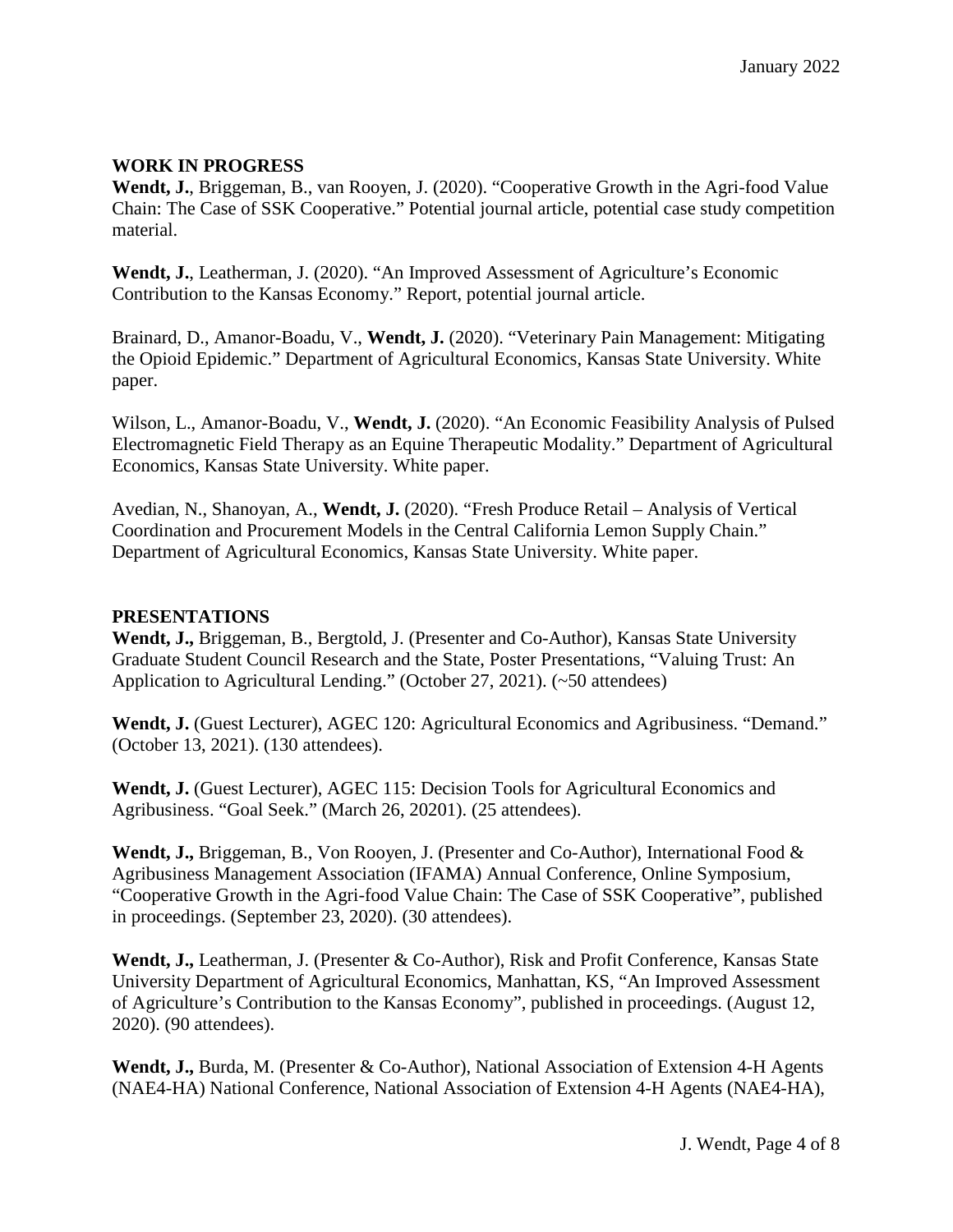## WORK IN PROGRESS

**Wendt, J.**, Briggeman, B., van Rooyen, J. (2020). "Cooperative Growth in the Agri-food Value Chain: The Case of SSK Cooperative." Potential journal article, potential case study competition material.

**Wendt, J.**, Leatherman, J. (2020). "An Improved Assessment of Agriculture's Economic Contribution to the Kansas Economy." Report, potential journal article.

Brainard, D., Amanor-Boadu, V., **Wendt, J.** (2020). "Veterinary Pain Management: Mitigating the Opioid Epidemic." Department of Agricultural Economics, Kansas State University. White paper.

Wilson, L., Amanor-Boadu, V., **Wendt, J.** (2020). "An Economic Feasibility Analysis of Pulsed Electromagnetic Field Therapy as an Equine Therapeutic Modality." Department of Agricultural Economics, Kansas State University. White paper.

Avedian, N., Shanoyan, A., **Wendt, J.** (2020). "Fresh Produce Retail – Analysis of Vertical Coordination and Procurement Models in the Central California Lemon Supply Chain." Department of Agricultural Economics, Kansas State University. White paper.

## PRESENTATIONS

**Wendt, J.,** Briggeman, B., Bergtold, J. (Presenter and Co-Author), Kansas State University Graduate Student Council Research and the State, Poster Presentations, "Valuing Trust: An Application to Agricultural Lending." (October 27, 2021). (~50 attendees)

**Wendt, J.** (Guest Lecturer), AGEC 120: Agricultural Economics and Agribusiness. "Demand." (October 13, 2021). (130 attendees).

**Wendt, J.** (Guest Lecturer), AGEC 115: Decision Tools for Agricultural Economics and Agribusiness. "Goal Seek." (March 26, 20201). (25 attendees).

**Wendt, J.,** Briggeman, B., Von Rooyen, J. (Presenter and Co-Author), International Food & Agribusiness Management Association (IFAMA) Annual Conference, Online Symposium, "Cooperative Growth in the Agri-food Value Chain: The Case of SSK Cooperative", published in proceedings. (September 23, 2020). (30 attendees).

**Wendt, J.,** Leatherman, J. (Presenter & Co-Author), Risk and Profit Conference, Kansas State University Department of Agricultural Economics, Manhattan, KS, "An Improved Assessment of Agriculture's Contribution to the Kansas Economy", published in proceedings. (August 12, 2020). (90 attendees).

**Wendt, J.,** Burda, M. (Presenter & Co-Author), National Association of Extension 4-H Agents (NAE4-HA) National Conference, National Association of Extension 4-H Agents (NAE4-HA),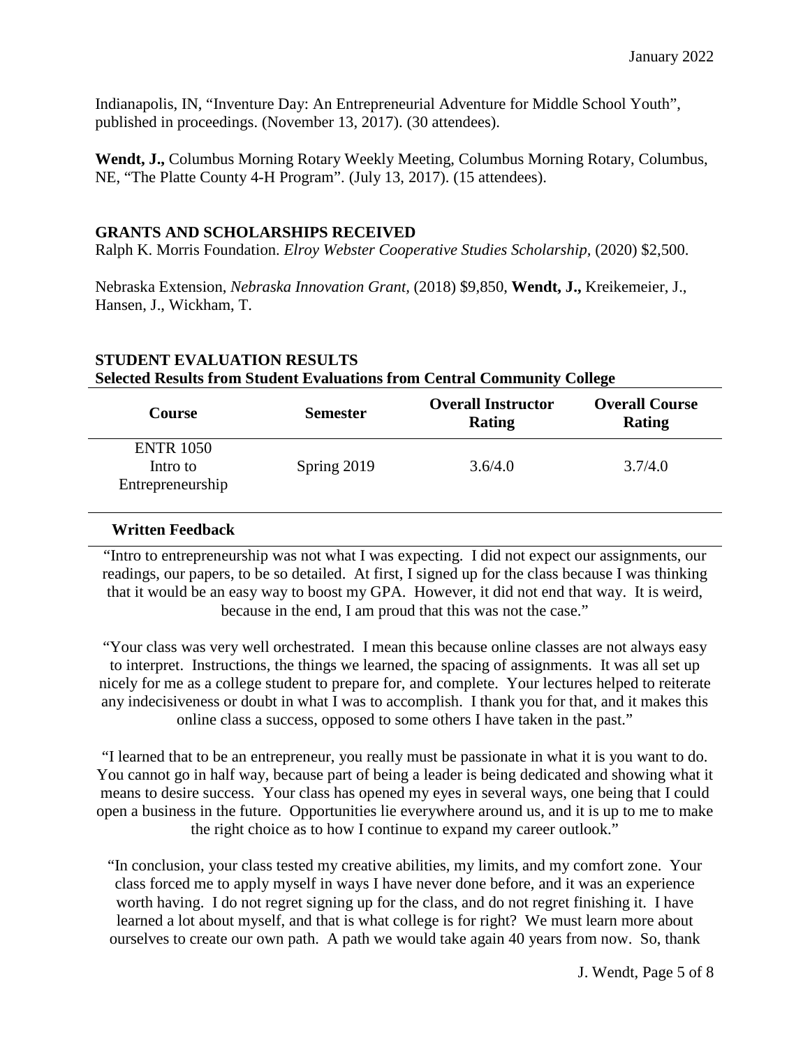Indianapolis, IN, "Inventure Day: An Entrepreneurial Adventure for Middle School Youth", published in proceedings. (November 13, 2017). (30 attendees).

**Wendt, J.,** Columbus Morning Rotary Weekly Meeting, Columbus Morning Rotary, Columbus, NE, "The Platte County 4-H Program". (July 13, 2017). (15 attendees).

## GRANTS AND SCHOLARSHIPS RECEIVED

Ralph K. Morris Foundation. *Elroy Webster Cooperative Studies Scholarship,* (2020) $2,500.

Nebraska Extension, *Nebraska Innovation Grant*, (2018) $9,850, **Wendt, J.,** Kreikemeier, J., Hansen, J., Wickham, T.

## STUDENT EVALUATION RESULTS

**Selected Results from Student Evaluations from Central Community College**

| Course | Semester | Overall Instructor Rating | Overall Course Rating |
|---|---|---|---|
| ENTR 1050 Intro to Entrepreneurship | Spring 2019 | 3.6/4.0 | 3.7/4.0 |

**Written Feedback**

"Intro to entrepreneurship was not what I was expecting. I did not expect our assignments, our readings, our papers, to be so detailed. At first, I signed up for the class because I was thinking that it would be an easy way to boost my GPA. However, it did not end that way. It is weird, because in the end, I am proud that this was not the case."

"Your class was very well orchestrated. I mean this because online classes are not always easy to interpret. Instructions, the things we learned, the spacing of assignments. It was all set up nicely for me as a college student to prepare for, and complete. Your lectures helped to reiterate any indecisiveness or doubt in what I was to accomplish. I thank you for that, and it makes this online class a success, opposed to some others I have taken in the past."

"I learned that to be an entrepreneur, you really must be passionate in what it is you want to do. You cannot go in half way, because part of being a leader is being dedicated and showing what it means to desire success. Your class has opened my eyes in several ways, one being that I could open a business in the future. Opportunities lie everywhere around us, and it is up to me to make the right choice as to how I continue to expand my career outlook."

"In conclusion, your class tested my creative abilities, my limits, and my comfort zone. Your class forced me to apply myself in ways I have never done before, and it was an experience worth having. I do not regret signing up for the class, and do not regret finishing it. I have learned a lot about myself, and that is what college is for right? We must learn more about ourselves to create our own path. A path we would take again 40 years from now. So, thank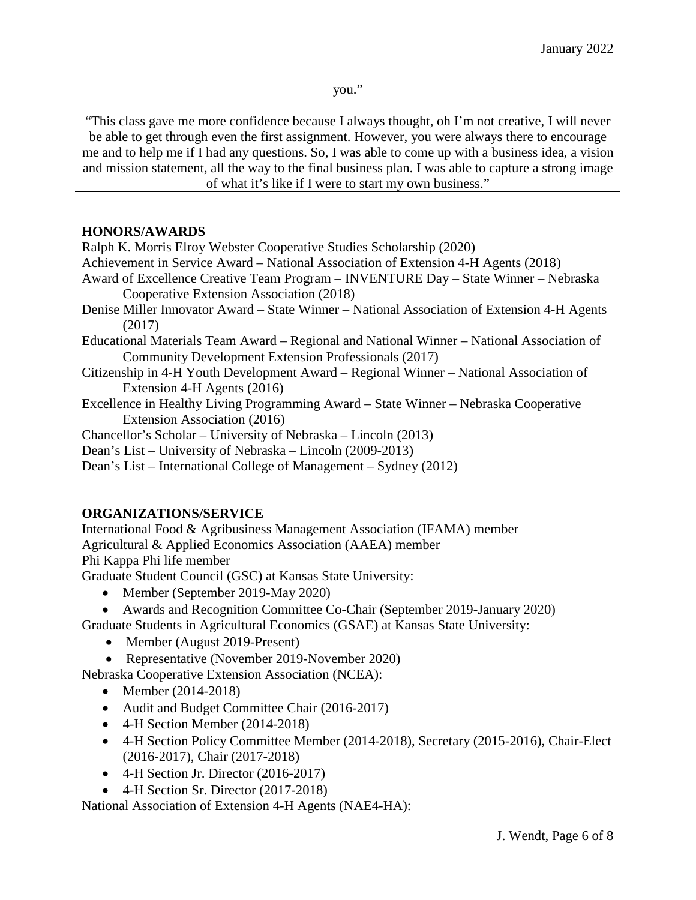you."

"This class gave me more confidence because I always thought, oh I'm not creative, I will never be able to get through even the first assignment. However, you were always there to encourage me and to help me if I had any questions. So, I was able to come up with a business idea, a vision and mission statement, all the way to the final business plan. I was able to capture a strong image of what it's like if I were to start my own business."

---

## HONORS/AWARDS

Ralph K. Morris Elroy Webster Cooperative Studies Scholarship (2020)

Achievement in Service Award – National Association of Extension 4-H Agents (2018)

Award of Excellence Creative Team Program – INVENTURE Day – State Winner – Nebraska Cooperative Extension Association (2018)

Denise Miller Innovator Award – State Winner – National Association of Extension 4-H Agents (2017)

Educational Materials Team Award – Regional and National Winner – National Association of Community Development Extension Professionals (2017)

Citizenship in 4-H Youth Development Award – Regional Winner – National Association of Extension 4-H Agents (2016)

Excellence in Healthy Living Programming Award – State Winner – Nebraska Cooperative Extension Association (2016)

Chancellor's Scholar – University of Nebraska – Lincoln (2013)

Dean's List – University of Nebraska – Lincoln (2009-2013)

Dean's List – International College of Management – Sydney (2012)

## ORGANIZATIONS/SERVICE

International Food & Agribusiness Management Association (IFAMA) member

Agricultural & Applied Economics Association (AAEA) member

Phi Kappa Phi life member

Graduate Student Council (GSC) at Kansas State University:

- Member (September 2019-May 2020)
- Awards and Recognition Committee Co-Chair (September 2019-January 2020)

Graduate Students in Agricultural Economics (GSAE) at Kansas State University:

- Member (August 2019-Present)
- Representative (November 2019-November 2020)

Nebraska Cooperative Extension Association (NCEA):

- Member (2014-2018)
- Audit and Budget Committee Chair (2016-2017)
- 4-H Section Member (2014-2018)
- 4-H Section Policy Committee Member (2014-2018), Secretary (2015-2016), Chair-Elect (2016-2017), Chair (2017-2018)
- 4-H Section Jr. Director (2016-2017)
- 4-H Section Sr. Director (2017-2018)

National Association of Extension 4-H Agents (NAE4-HA):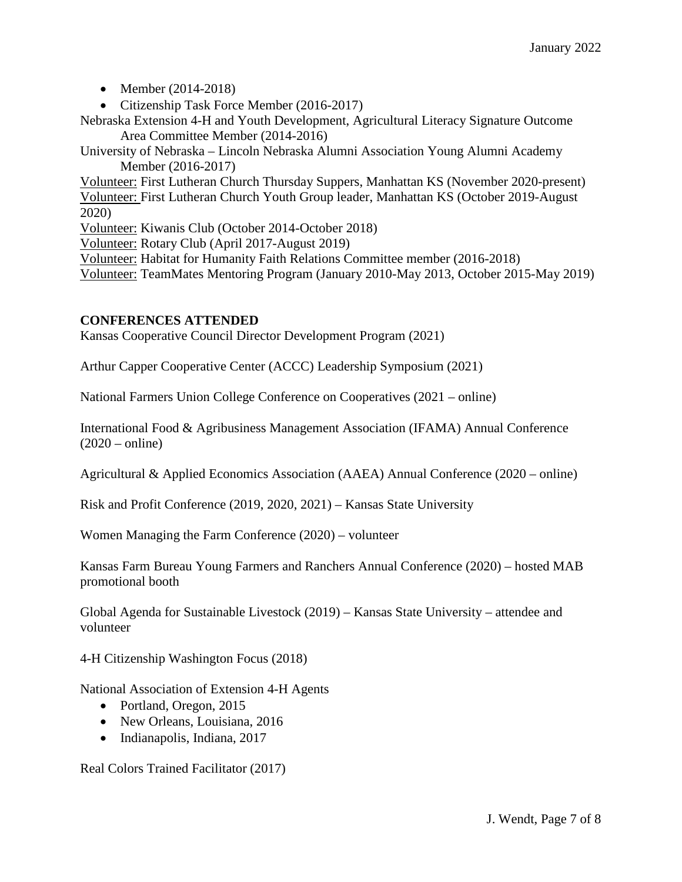- Member (2014-2018)
- Citizenship Task Force Member (2016-2017)

Nebraska Extension 4-H and Youth Development, Agricultural Literacy Signature Outcome Area Committee Member (2014-2016)

University of Nebraska – Lincoln Nebraska Alumni Association Young Alumni Academy Member (2016-2017)

Volunteer: First Lutheran Church Thursday Suppers, Manhattan KS (November 2020-present)

Volunteer: First Lutheran Church Youth Group leader, Manhattan KS (October 2019-August 2020)

Volunteer: Kiwanis Club (October 2014-October 2018)

Volunteer: Rotary Club (April 2017-August 2019)

Volunteer: Habitat for Humanity Faith Relations Committee member (2016-2018)

Volunteer: TeamMates Mentoring Program (January 2010-May 2013, October 2015-May 2019)

**CONFERENCES ATTENDED**

Kansas Cooperative Council Director Development Program (2021)

Arthur Capper Cooperative Center (ACCC) Leadership Symposium (2021)

National Farmers Union College Conference on Cooperatives (2021 – online)

International Food & Agribusiness Management Association (IFAMA) Annual Conference (2020 – online)

Agricultural & Applied Economics Association (AAEA) Annual Conference (2020 – online)

Risk and Profit Conference (2019, 2020, 2021) – Kansas State University

Women Managing the Farm Conference (2020) – volunteer

Kansas Farm Bureau Young Farmers and Ranchers Annual Conference (2020) – hosted MAB promotional booth

Global Agenda for Sustainable Livestock (2019) – Kansas State University – attendee and volunteer

4-H Citizenship Washington Focus (2018)

National Association of Extension 4-H Agents

- Portland, Oregon, 2015
- New Orleans, Louisiana, 2016
- Indianapolis, Indiana, 2017

Real Colors Trained Facilitator (2017)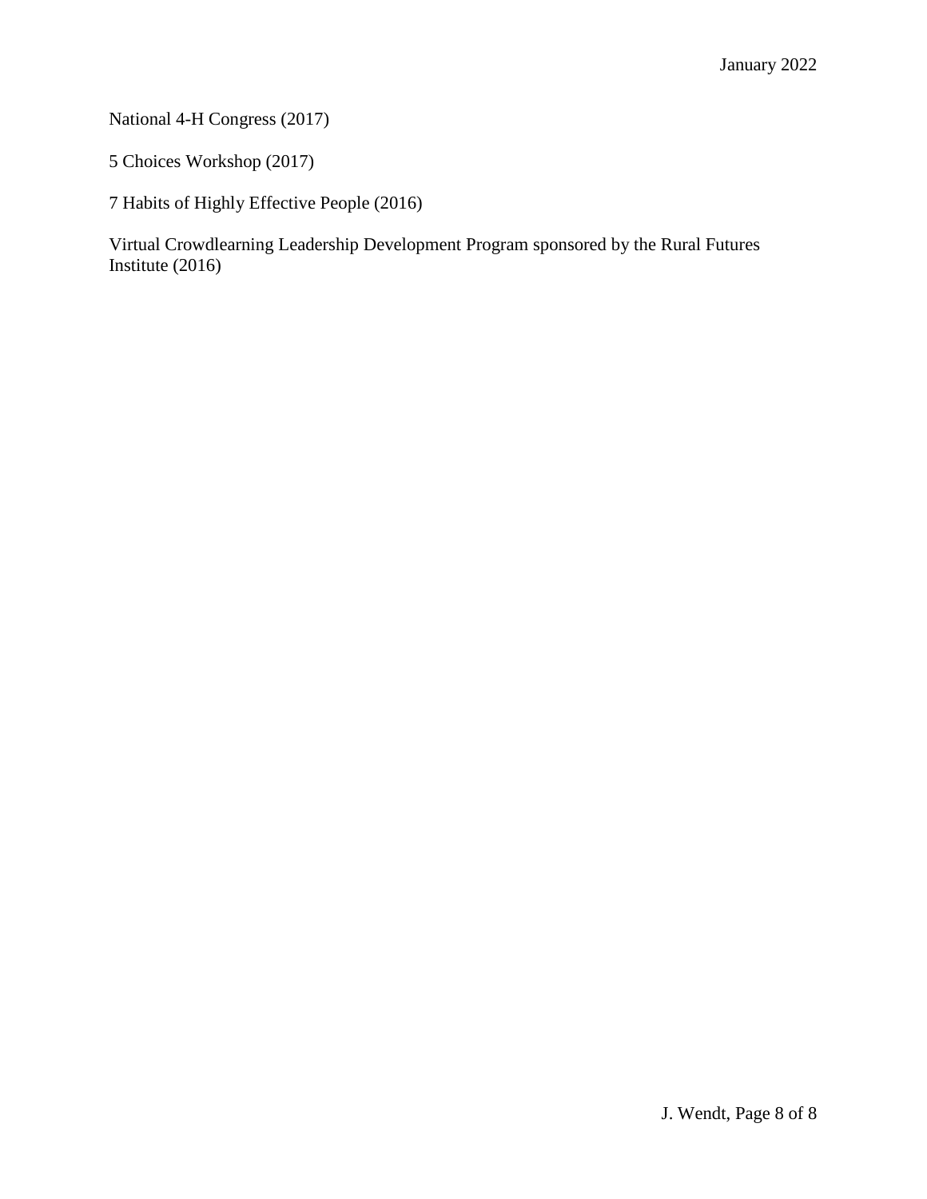National 4-H Congress (2017)

5 Choices Workshop (2017)

7 Habits of Highly Effective People (2016)

Virtual Crowdlearning Leadership Development Program sponsored by the Rural Futures Institute (2016)